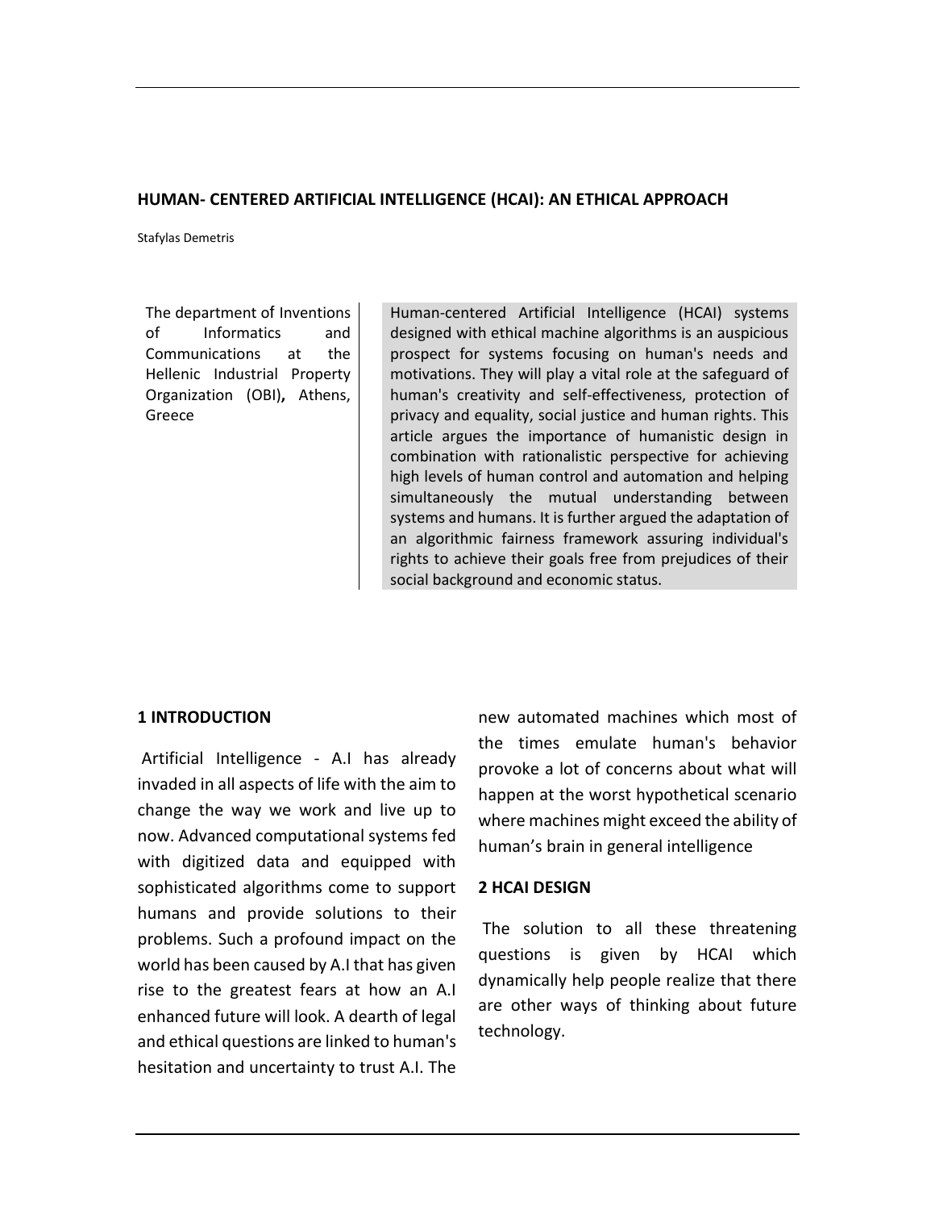# HUMAN- CENTERED ARTIFICIAL INTELLIGENCE (HCAI): AN ETHICAL APPROACH

Stafylas Demetris

The department of Inventions of Informatics and Communications at the Hellenic Industrial Property Organization (OBI), Athens, Greece

Human-centered Artificial Intelligence (HCAI) systems designed with ethical machine algorithms is an auspicious prospect for systems focusing on human's needs and motivations. They will play a vital role at the safeguard of human's creativity and self-effectiveness, protection of privacy and equality, social justice and human rights. This article argues the importance of humanistic design in combination with rationalistic perspective for achieving high levels of human control and automation and helping simultaneously the mutual understanding between systems and humans. It is further argued the adaptation of an algorithmic fairness framework assuring individual's rights to achieve their goals free from prejudices of their social background and economic status.

## 1 INTRODUCTION

Artificial Intelligence - A.I has already invaded in all aspects of life with the aim to change the way we work and live up to now. Advanced computational systems fed with digitized data and equipped with sophisticated algorithms come to support humans and provide solutions to their problems. Such a profound impact on the world has been caused by A.I that has given rise to the greatest fears at how an A.I enhanced future will look. A dearth of legal and ethical questions are linked to human's hesitation and uncertainty to trust A.I. The new automated machines which most of the times emulate human's behavior provoke a lot of concerns about what will happen at the worst hypothetical scenario where machines might exceed the ability of human's brain in general intelligence

## 2 HCAI DESIGN

The solution to all these threatening questions is given by HCAI which dynamically help people realize that there are other ways of thinking about future technology.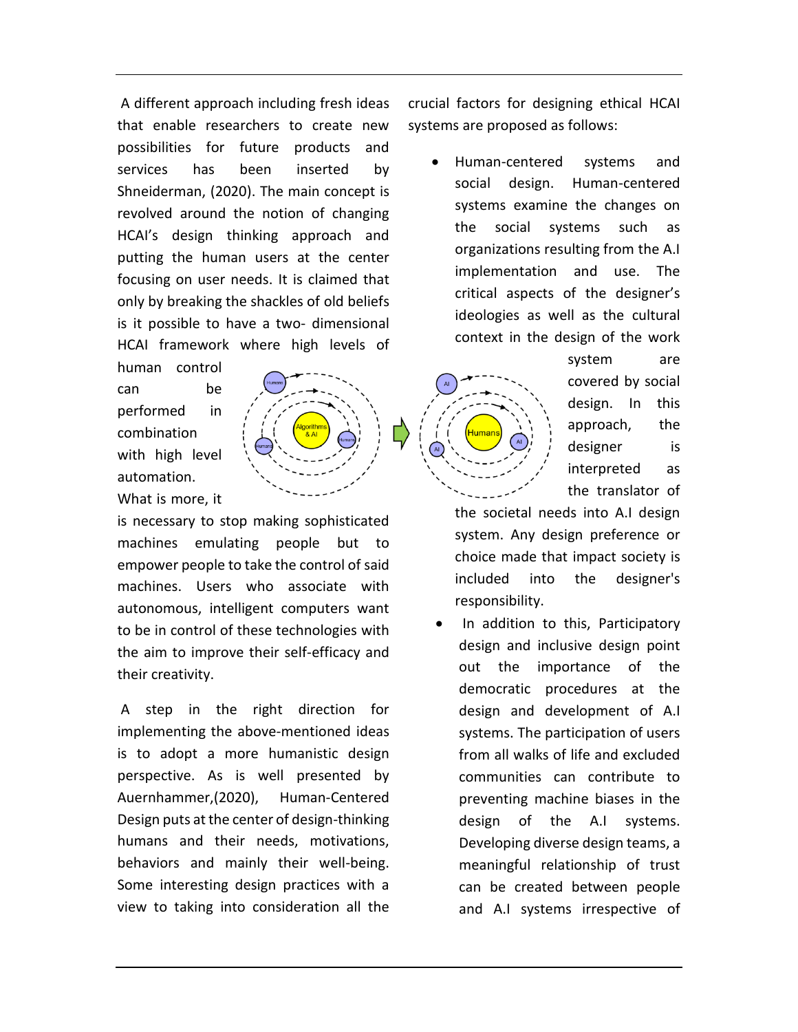A different approach including fresh ideas that enable researchers to create new possibilities for future products and services has been inserted by Shneiderman, (2020). The main concept is revolved around the notion of changing HCAI's design thinking approach and putting the human users at the center focusing on user needs. It is claimed that only by breaking the shackles of old beliefs is it possible to have a two- dimensional HCAI framework where high levels of human control can be performed in combination with high level automation. What is more, it is necessary to stop making sophisticated machines emulating people but to empower people to take the control of said machines. Users who associate with autonomous, intelligent computers want to be in control of these technologies with the aim to improve their self-efficacy and their creativity.

A step in the right direction for implementing the above-mentioned ideas is to adopt a more humanistic design perspective. As is well presented by Auernhammer,(2020), Human-Centered Design puts at the center of design-thinking humans and their needs, motivations, behaviors and mainly their well-being. Some interesting design practices with a view to taking into consideration all the crucial factors for designing ethical HCAI systems are proposed as follows:

- Human-centered systems and social design. Human-centered systems examine the changes on the social systems such as organizations resulting from the A.I implementation and use. The critical aspects of the designer's ideologies as well as the cultural context in the design of the work system are covered by social design. In this approach, the designer is interpreted as the translator of the societal needs into A.I design system. Any design preference or choice made that impact society is included into the designer's responsibility.
- In addition to this, Participatory design and inclusive design point out the importance of the democratic procedures at the design and development of A.I systems. The participation of users from all walks of life and excluded communities can contribute to preventing machine biases in the design of the A.I systems. Developing diverse design teams, a meaningful relationship of trust can be created between people and A.I systems irrespective of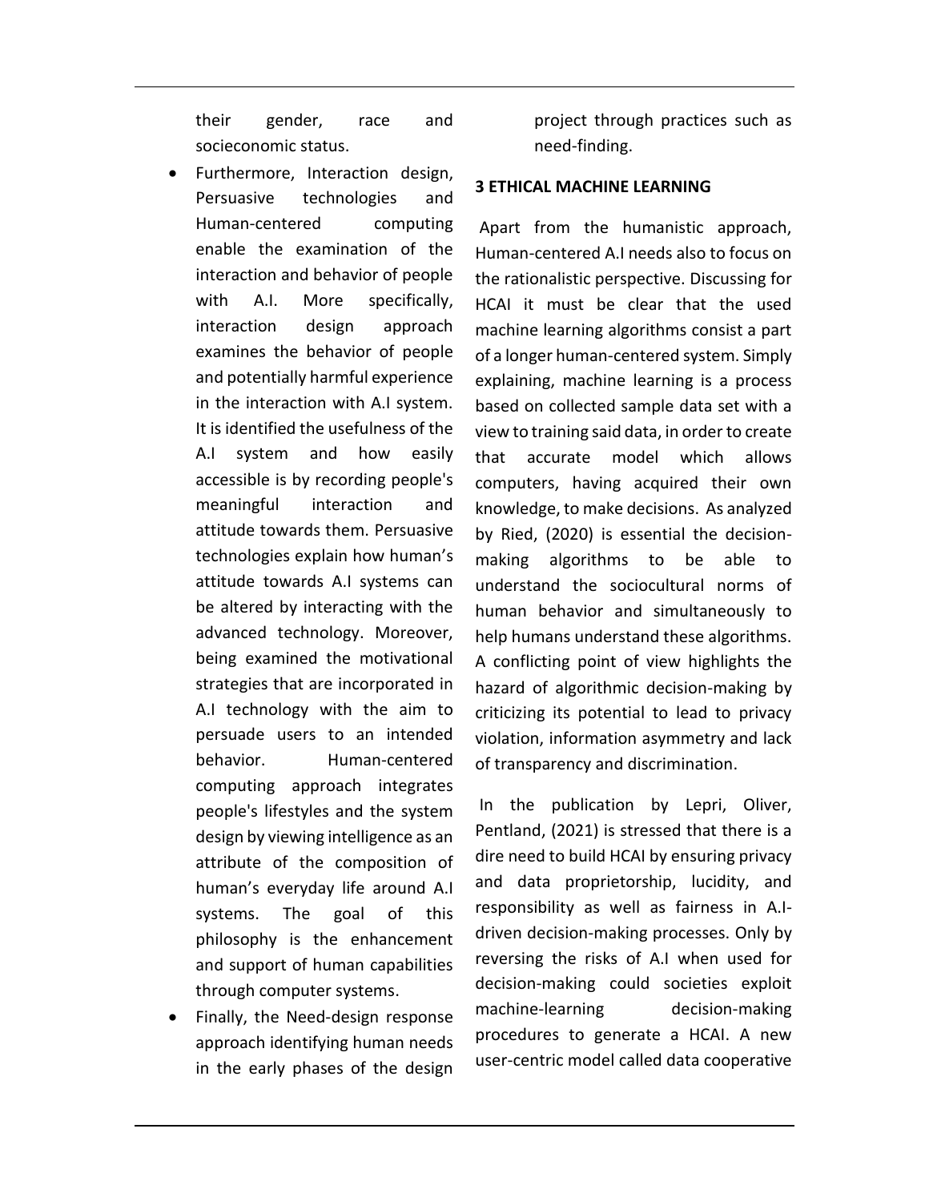their gender, race and socieconomic status.

- Furthermore, Interaction design, Persuasive technologies and Human-centered computing enable the examination of the interaction and behavior of people with A.I. More specifically, interaction design approach examines the behavior of people and potentially harmful experience in the interaction with A.I system. It is identified the usefulness of the A.I system and how easily accessible is by recording people's meaningful interaction and attitude towards them. Persuasive technologies explain how human's attitude towards A.I systems can be altered by interacting with the advanced technology. Moreover, being examined the motivational strategies that are incorporated in A.I technology with the aim to persuade users to an intended behavior. Human-centered computing approach integrates people's lifestyles and the system design by viewing intelligence as an attribute of the composition of human's everyday life around A.I systems. The goal of this philosophy is the enhancement and support of human capabilities through computer systems.
- Finally, the Need-design response approach identifying human needs in the early phases of the design project through practices such as need-finding.

## 3 ETHICAL MACHINE LEARNING

Apart from the humanistic approach, Human-centered A.I needs also to focus on the rationalistic perspective. Discussing for HCAI it must be clear that the used machine learning algorithms consist a part of a longer human-centered system. Simply explaining, machine learning is a process based on collected sample data set with a view to training said data, in order to create that accurate model which allows computers, having acquired their own knowledge, to make decisions. As analyzed by Ried, (2020) is essential the decision-making algorithms to be able to understand the sociocultural norms of human behavior and simultaneously to help humans understand these algorithms. A conflicting point of view highlights the hazard of algorithmic decision-making by criticizing its potential to lead to privacy violation, information asymmetry and lack of transparency and discrimination.

In the publication by Lepri, Oliver, Pentland, (2021) is stressed that there is a dire need to build HCAI by ensuring privacy and data proprietorship, lucidity, and responsibility as well as fairness in A.I-driven decision-making processes. Only by reversing the risks of A.I when used for decision-making could societies exploit machine-learning decision-making procedures to generate a HCAI. A new user-centric model called data cooperative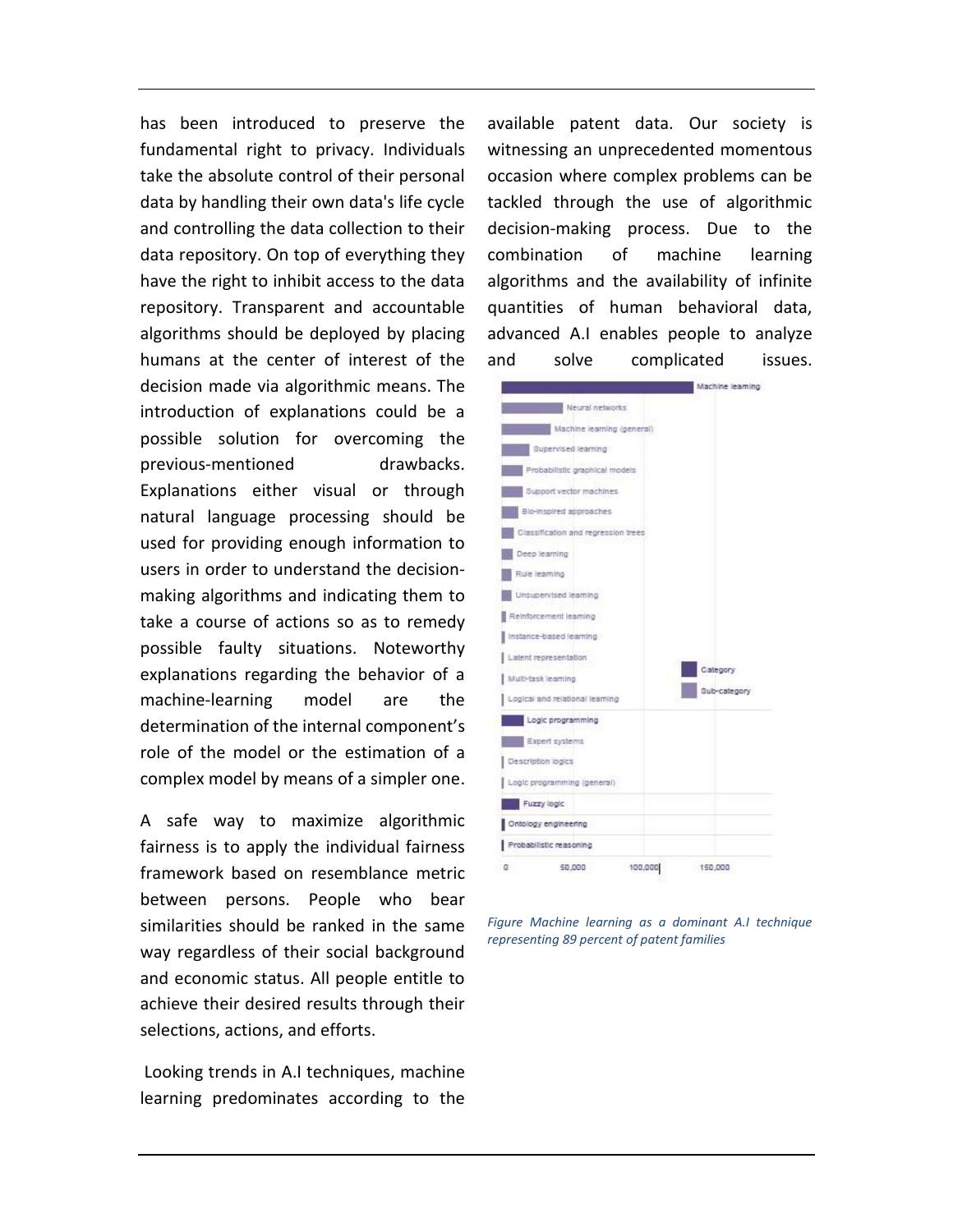has been introduced to preserve the fundamental right to privacy. Individuals take the absolute control of their personal data by handling their own data's life cycle and controlling the data collection to their data repository. On top of everything they have the right to inhibit access to the data repository. Transparent and accountable algorithms should be deployed by placing humans at the center of interest of the decision made via algorithmic means. The introduction of explanations could be a possible solution for overcoming the previous-mentioned drawbacks. Explanations either visual or through natural language processing should be used for providing enough information to users in order to understand the decision-making algorithms and indicating them to take a course of actions so as to remedy possible faulty situations. Noteworthy explanations regarding the behavior of a machine-learning model are the determination of the internal component's role of the model or the estimation of a complex model by means of a simpler one.

A safe way to maximize algorithmic fairness is to apply the individual fairness framework based on resemblance metric between persons. People who bear similarities should be ranked in the same way regardless of their social background and economic status. All people entitle to achieve their desired results through their selections, actions, and efforts.

Looking trends in A.I techniques, machine learning predominates according to the available patent data. Our society is witnessing an unprecedented momentous occasion where complex problems can be tackled through the use of algorithmic decision-making process. Due to the combination of machine learning algorithms and the availability of infinite quantities of human behavioral data, advanced A.I enables people to analyze and solve complicated issues.

*Figure Machine learning as a dominant A.I technique representing 89 percent of patent families*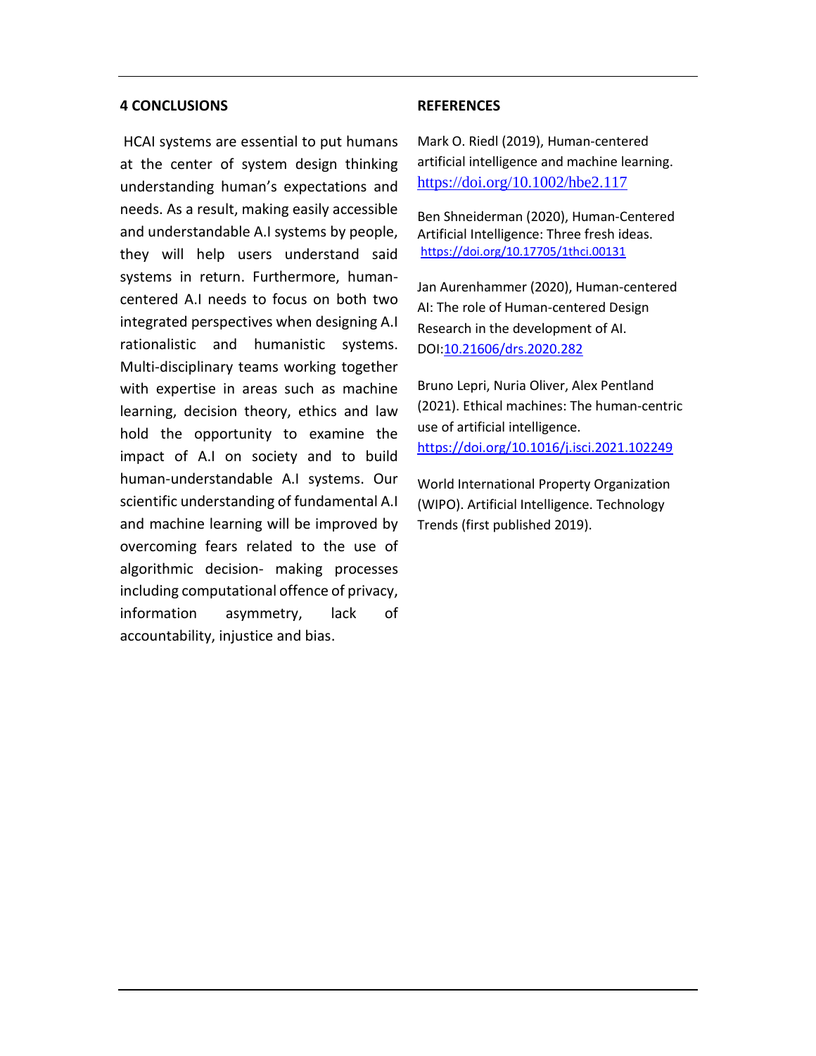## 4 CONCLUSIONS

HCAI systems are essential to put humans at the center of system design thinking understanding human's expectations and needs. As a result, making easily accessible and understandable A.I systems by people, they will help users understand said systems in return. Furthermore, human-centered A.I needs to focus on both two integrated perspectives when designing A.I rationalistic and humanistic systems. Multi-disciplinary teams working together with expertise in areas such as machine learning, decision theory, ethics and law hold the opportunity to examine the impact of A.I on society and to build human-understandable A.I systems. Our scientific understanding of fundamental A.I and machine learning will be improved by overcoming fears related to the use of algorithmic decision- making processes including computational offence of privacy, information asymmetry, lack of accountability, injustice and bias.

## REFERENCES

Mark O. Riedl (2019), Human-centered artificial intelligence and machine learning. https://doi.org/10.1002/hbe2.117

Ben Shneiderman (2020), Human-Centered Artificial Intelligence: Three fresh ideas. https://doi.org/10.17705/1thci.00131

Jan Aurenhammer (2020), Human-centered AI: The role of Human-centered Design Research in the development of AI. DOI:10.21606/drs.2020.282

Bruno Lepri, Nuria Oliver, Alex Pentland (2021). Ethical machines: The human-centric use of artificial intelligence. https://doi.org/10.1016/j.isci.2021.102249

World International Property Organization (WIPO). Artificial Intelligence. Technology Trends (first published 2019).